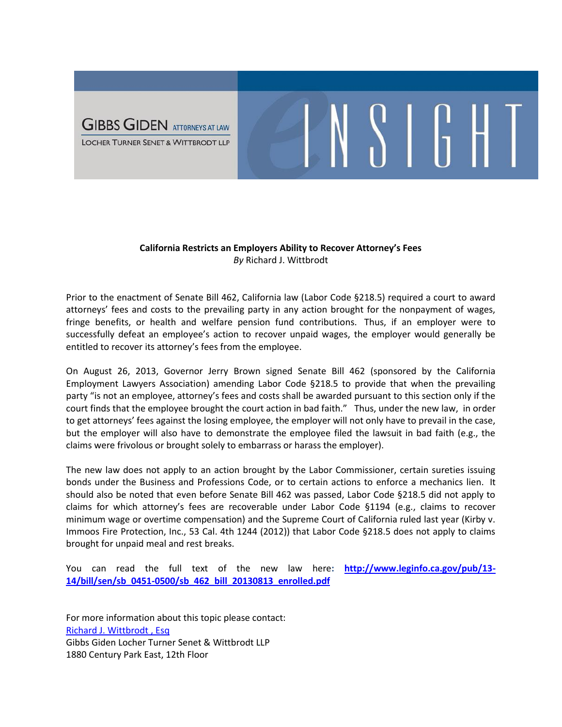GIBBS GIDEN ATTORNEYS AT LAW
LOCHER TURNER SENET & WITTBRODT LLP

eINSIGHT

**California Restricts an Employers Ability to Recover Attorney's Fees**
*By* Richard J. Wittbrodt

Prior to the enactment of Senate Bill 462, California law (Labor Code §218.5) required a court to award attorneys' fees and costs to the prevailing party in any action brought for the nonpayment of wages, fringe benefits, or health and welfare pension fund contributions. Thus, if an employer were to successfully defeat an employee's action to recover unpaid wages, the employer would generally be entitled to recover its attorney's fees from the employee.

On August 26, 2013, Governor Jerry Brown signed Senate Bill 462 (sponsored by the California Employment Lawyers Association) amending Labor Code §218.5 to provide that when the prevailing party "is not an employee, attorney's fees and costs shall be awarded pursuant to this section only if the court finds that the employee brought the court action in bad faith." Thus, under the new law, in order to get attorneys' fees against the losing employee, the employer will not only have to prevail in the case, but the employer will also have to demonstrate the employee filed the lawsuit in bad faith (e.g., the claims were frivolous or brought solely to embarrass or harass the employer).

The new law does not apply to an action brought by the Labor Commissioner, certain sureties issuing bonds under the Business and Professions Code, or to certain actions to enforce a mechanics lien. It should also be noted that even before Senate Bill 462 was passed, Labor Code §218.5 did not apply to claims for which attorney's fees are recoverable under Labor Code §1194 (e.g., claims to recover minimum wage or overtime compensation) and the Supreme Court of California ruled last year (Kirby v. Immoos Fire Protection, Inc., 53 Cal. 4th 1244 (2012)) that Labor Code §218.5 does not apply to claims brought for unpaid meal and rest breaks.

You can read the full text of the new law here: **http://www.leginfo.ca.gov/pub/13-14/bill/sen/sb_0451-0500/sb_462_bill_20130813_enrolled.pdf**

For more information about this topic please contact:
Richard J. Wittbrodt , Esq
Gibbs Giden Locher Turner Senet & Wittbrodt LLP
1880 Century Park East, 12th Floor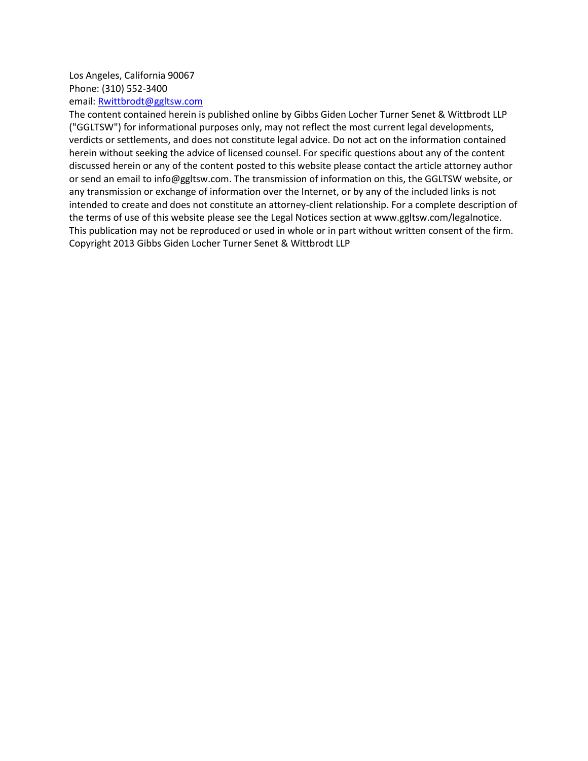Los Angeles, California 90067
Phone: (310) 552-3400
email: [Rwittbrodt@ggltsw.com](mailto:Rwittbrodt@ggltsw.com)

The content contained herein is published online by Gibbs Giden Locher Turner Senet & Wittbrodt LLP ("GGLTSW") for informational purposes only, may not reflect the most current legal developments, verdicts or settlements, and does not constitute legal advice. Do not act on the information contained herein without seeking the advice of licensed counsel. For specific questions about any of the content discussed herein or any of the content posted to this website please contact the article attorney author or send an email to info@ggltsw.com. The transmission of information on this, the GGLTSW website, or any transmission or exchange of information over the Internet, or by any of the included links is not intended to create and does not constitute an attorney-client relationship. For a complete description of the terms of use of this website please see the Legal Notices section at www.ggltsw.com/legalnotice. This publication may not be reproduced or used in whole or in part without written consent of the firm. Copyright 2013 Gibbs Giden Locher Turner Senet & Wittbrodt LLP